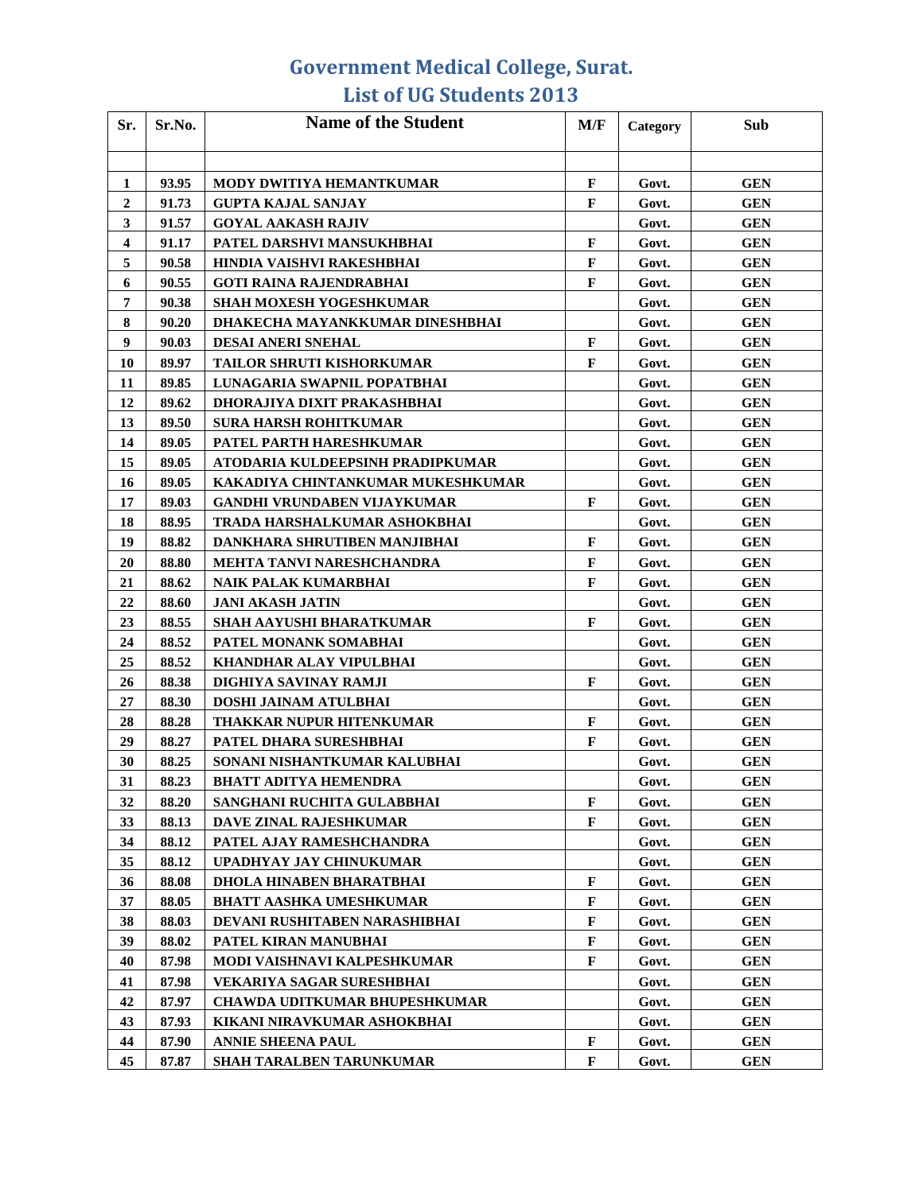# Government Medical College, Surat.
## List of UG Students 2013

| Sr. | Sr.No. | Name of the Student | M/F | Category | Sub |
|---|---|---|---|---|---|
| | | | | | |
| 1 | 93.95 | MODY DWITIYA HEMANTKUMAR | F | Govt. | GEN |
| 2 | 91.73 | GUPTA KAJAL SANJAY | F | Govt. | GEN |
| 3 | 91.57 | GOYAL AAKASH RAJIV | | Govt. | GEN |
| 4 | 91.17 | PATEL DARSHVI MANSUKHBHAI | F | Govt. | GEN |
| 5 | 90.58 | HINDIA VAISHVI RAKESHBHAI | F | Govt. | GEN |
| 6 | 90.55 | GOTI RAINA RAJENDRABHAI | F | Govt. | GEN |
| 7 | 90.38 | SHAH MOXESH YOGESHKUMAR | | Govt. | GEN |
| 8 | 90.20 | DHAKECHA MAYANKKUMAR DINESHBHAI | | Govt. | GEN |
| 9 | 90.03 | DESAI ANERI SNEHAL | F | Govt. | GEN |
| 10 | 89.97 | TAILOR SHRUTI KISHORKUMAR | F | Govt. | GEN |
| 11 | 89.85 | LUNAGARIA SWAPNIL POPATBHAI | | Govt. | GEN |
| 12 | 89.62 | DHORAJIYA DIXIT PRAKASHBHAI | | Govt. | GEN |
| 13 | 89.50 | SURA HARSH ROHITKUMAR | | Govt. | GEN |
| 14 | 89.05 | PATEL PARTH HARESHKUMAR | | Govt. | GEN |
| 15 | 89.05 | ATODARIA KULDEEPSINH PRADIPKUMAR | | Govt. | GEN |
| 16 | 89.05 | KAKADIYA CHINTANKUMAR MUKESHKUMAR | | Govt. | GEN |
| 17 | 89.03 | GANDHI VRUNDABEN VIJAYKUMAR | F | Govt. | GEN |
| 18 | 88.95 | TRADA HARSHALKUMAR ASHOKBHAI | | Govt. | GEN |
| 19 | 88.82 | DANKHARA SHRUTIBEN MANJIBHAI | F | Govt. | GEN |
| 20 | 88.80 | MEHTA TANVI NARESHCHANDRA | F | Govt. | GEN |
| 21 | 88.62 | NAIK PALAK KUMARBHAI | F | Govt. | GEN |
| 22 | 88.60 | JANI AKASH JATIN | | Govt. | GEN |
| 23 | 88.55 | SHAH AAYUSHI BHARATKUMAR | F | Govt. | GEN |
| 24 | 88.52 | PATEL MONANK SOMABHAI | | Govt. | GEN |
| 25 | 88.52 | KHANDHAR ALAY VIPULBHAI | | Govt. | GEN |
| 26 | 88.38 | DIGHIYA SAVINAY RAMJI | F | Govt. | GEN |
| 27 | 88.30 | DOSHI JAINAM ATULBHAI | | Govt. | GEN |
| 28 | 88.28 | THAKKAR NUPUR HITENKUMAR | F | Govt. | GEN |
| 29 | 88.27 | PATEL DHARA SURESHBHAI | F | Govt. | GEN |
| 30 | 88.25 | SONANI NISHANTKUMAR KALUBHAI | | Govt. | GEN |
| 31 | 88.23 | BHATT ADITYA HEMENDRA | | Govt. | GEN |
| 32 | 88.20 | SANGHANI RUCHITA GULABBHAI | F | Govt. | GEN |
| 33 | 88.13 | DAVE ZINAL RAJESHKUMAR | F | Govt. | GEN |
| 34 | 88.12 | PATEL AJAY RAMESHCHANDRA | | Govt. | GEN |
| 35 | 88.12 | UPADHYAY JAY CHINUKUMAR | | Govt. | GEN |
| 36 | 88.08 | DHOLA HINABEN BHARATBHAI | F | Govt. | GEN |
| 37 | 88.05 | BHATT AASHKA UMESHKUMAR | F | Govt. | GEN |
| 38 | 88.03 | DEVANI RUSHITABEN NARASHIBHAI | F | Govt. | GEN |
| 39 | 88.02 | PATEL KIRAN MANUBHAI | F | Govt. | GEN |
| 40 | 87.98 | MODI VAISHNAVI KALPESHKUMAR | F | Govt. | GEN |
| 41 | 87.98 | VEKARIYA SAGAR SURESHBHAI | | Govt. | GEN |
| 42 | 87.97 | CHAWDA UDITKUMAR BHUPESHKUMAR | | Govt. | GEN |
| 43 | 87.93 | KIKANI NIRAVKUMAR ASHOKBHAI | | Govt. | GEN |
| 44 | 87.90 | ANNIE SHEENA PAUL | F | Govt. | GEN |
| 45 | 87.87 | SHAH TARALBEN TARUNKUMAR | F | Govt. | GEN |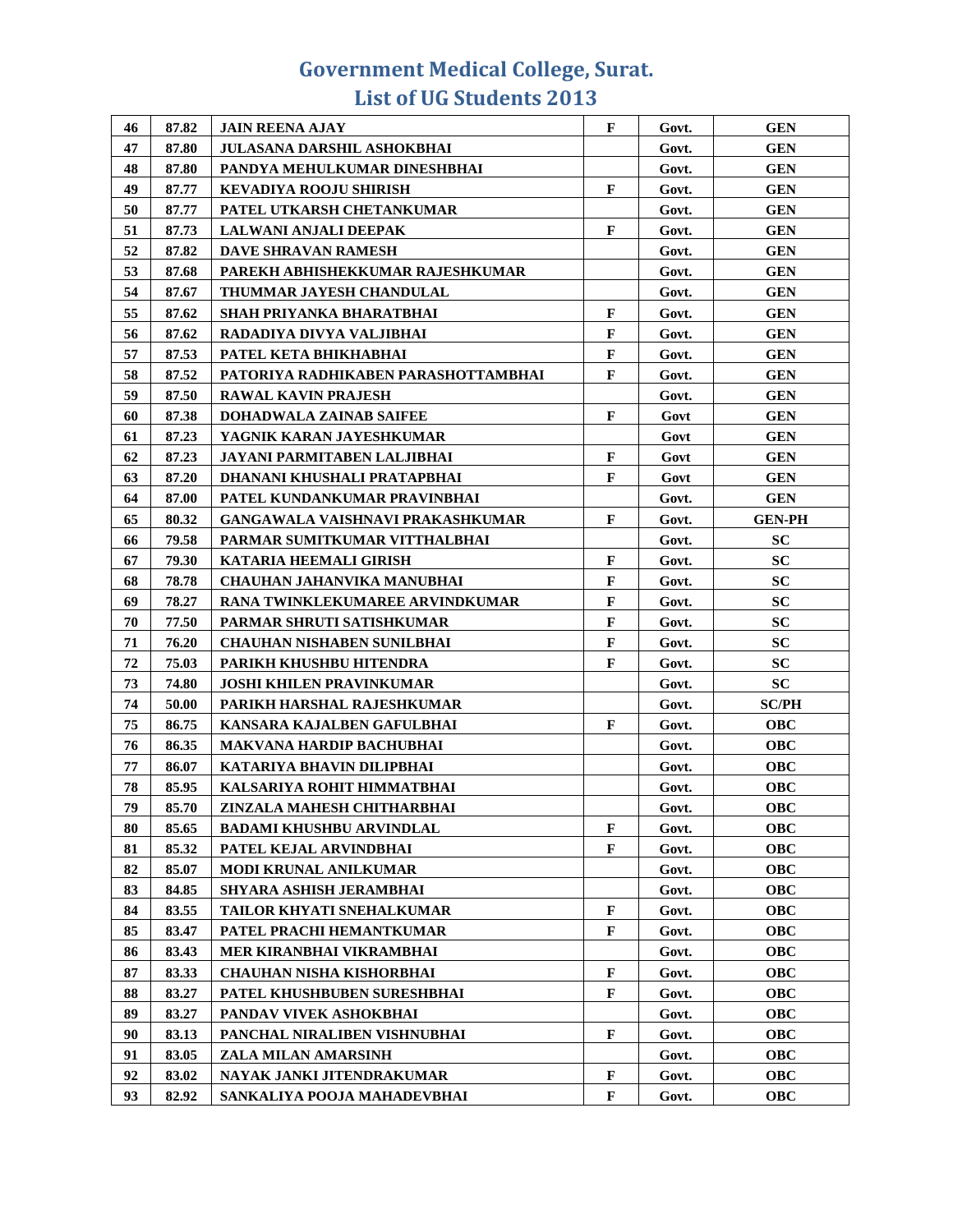# Government Medical College, Surat.
## List of UG Students 2013

| | | | | | |
|---|---|---|---|---|---|
| 46 | 87.82 | JAIN REENA AJAY | F | Govt. | GEN |
| 47 | 87.80 | JULASANA DARSHIL ASHOKBHAI | | Govt. | GEN |
| 48 | 87.80 | PANDYA MEHULKUMAR DINESHBHAI | | Govt. | GEN |
| 49 | 87.77 | KEVADIYA ROOJU SHIRISH | F | Govt. | GEN |
| 50 | 87.77 | PATEL UTKARSH CHETANKUMAR | | Govt. | GEN |
| 51 | 87.73 | LALWANI ANJALI DEEPAK | F | Govt. | GEN |
| 52 | 87.82 | DAVE SHRAVAN RAMESH | | Govt. | GEN |
| 53 | 87.68 | PAREKH ABHISHEKKUMAR RAJESHKUMAR | | Govt. | GEN |
| 54 | 87.67 | THUMMAR JAYESH CHANDULAL | | Govt. | GEN |
| 55 | 87.62 | SHAH PRIYANKA BHARATBHAI | F | Govt. | GEN |
| 56 | 87.62 | RADADIYA DIVYA VALJIBHAI | F | Govt. | GEN |
| 57 | 87.53 | PATEL KETA BHIKHABHAI | F | Govt. | GEN |
| 58 | 87.52 | PATORIYA RADHIKABEN PARASHOTTAMBHAI | F | Govt. | GEN |
| 59 | 87.50 | RAWAL KAVIN PRAJESH | | Govt. | GEN |
| 60 | 87.38 | DOHADWALA ZAINAB SAIFEE | F | Govt | GEN |
| 61 | 87.23 | YAGNIK KARAN JAYESHKUMAR | | Govt | GEN |
| 62 | 87.23 | JAYANI PARMITABEN LALJIBHAI | F | Govt | GEN |
| 63 | 87.20 | DHANANI KHUSHALI PRATAPBHAI | F | Govt | GEN |
| 64 | 87.00 | PATEL KUNDANKUMAR PRAVINBHAI | | Govt. | GEN |
| 65 | 80.32 | GANGAWALA VAISHNAVI PRAKASHKUMAR | F | Govt. | GEN-PH |
| 66 | 79.58 | PARMAR SUMITKUMAR VITTHALBHAI | | Govt. | SC |
| 67 | 79.30 | KATARIA HEEMALI GIRISH | F | Govt. | SC |
| 68 | 78.78 | CHAUHAN JAHANVIKA MANUBHAI | F | Govt. | SC |
| 69 | 78.27 | RANA TWINKLEKUMAREE ARVINDKUMAR | F | Govt. | SC |
| 70 | 77.50 | PARMAR SHRUTI SATISHKUMAR | F | Govt. | SC |
| 71 | 76.20 | CHAUHAN NISHABEN SUNILBHAI | F | Govt. | SC |
| 72 | 75.03 | PARIKH KHUSHBU HITENDRA | F | Govt. | SC |
| 73 | 74.80 | JOSHI KHILEN PRAVINKUMAR | | Govt. | SC |
| 74 | 50.00 | PARIKH HARSHAL RAJESHKUMAR | | Govt. | SC/PH |
| 75 | 86.75 | KANSARA KAJALBEN GAFULBHAI | F | Govt. | OBC |
| 76 | 86.35 | MAKVANA HARDIP BACHUBHAI | | Govt. | OBC |
| 77 | 86.07 | KATARIYA BHAVIN DILIPBHAI | | Govt. | OBC |
| 78 | 85.95 | KALSARIYA ROHIT HIMMATBHAI | | Govt. | OBC |
| 79 | 85.70 | ZINZALA MAHESH CHITHARBHAI | | Govt. | OBC |
| 80 | 85.65 | BADAMI KHUSHBU ARVINDLAL | F | Govt. | OBC |
| 81 | 85.32 | PATEL KEJAL ARVINDBHAI | F | Govt. | OBC |
| 82 | 85.07 | MODI KRUNAL ANILKUMAR | | Govt. | OBC |
| 83 | 84.85 | SHYARA ASHISH JERAMBHAI | | Govt. | OBC |
| 84 | 83.55 | TAILOR KHYATI SNEHALKUMAR | F | Govt. | OBC |
| 85 | 83.47 | PATEL PRACHI HEMANTKUMAR | F | Govt. | OBC |
| 86 | 83.43 | MER KIRANBHAI VIKRAMBHAI | | Govt. | OBC |
| 87 | 83.33 | CHAUHAN NISHA KISHORBHAI | F | Govt. | OBC |
| 88 | 83.27 | PATEL KHUSHBUBEN SURESHBHAI | F | Govt. | OBC |
| 89 | 83.27 | PANDAV VIVEK ASHOKBHAI | | Govt. | OBC |
| 90 | 83.13 | PANCHAL NIRALIBEN VISHNUBHAI | F | Govt. | OBC |
| 91 | 83.05 | ZALA MILAN AMARSINH | | Govt. | OBC |
| 92 | 83.02 | NAYAK JANKI JITENDRAKUMAR | F | Govt. | OBC |
| 93 | 82.92 | SANKALIYA POOJA MAHADEVBHAI | F | Govt. | OBC |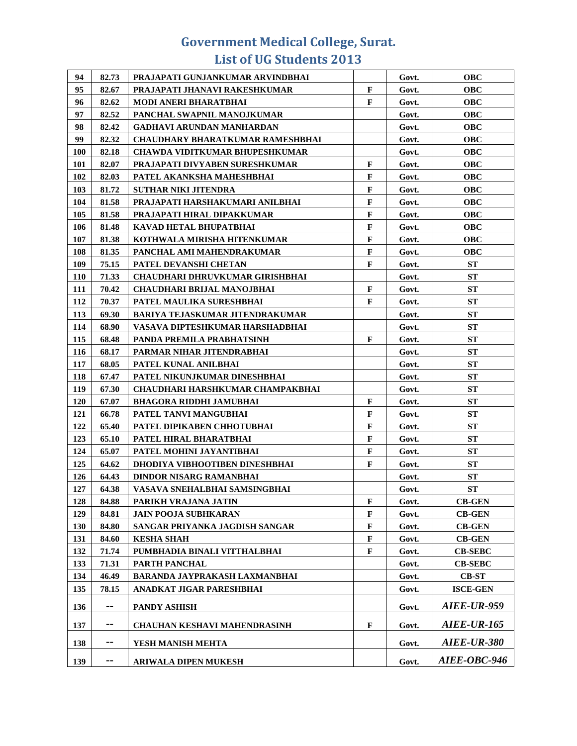# Government Medical College, Surat.

## List of UG Students 2013

| | | | | | |
|---|---|---|---|---|---|
| 94 | 82.73 | PRAJAPATI GUNJANKUMAR ARVINDBHAI | | Govt. | OBC |
| 95 | 82.67 | PRAJAPATI JHANAVI RAKESHKUMAR | F | Govt. | OBC |
| 96 | 82.62 | MODI ANERI BHARATBHAI | F | Govt. | OBC |
| 97 | 82.52 | PANCHAL SWAPNIL MANOJKUMAR | | Govt. | OBC |
| 98 | 82.42 | GADHAVI ARUNDAN MANHARDAN | | Govt. | OBC |
| 99 | 82.32 | CHAUDHARY BHARATKUMAR RAMESHBHAI | | Govt. | OBC |
| 100 | 82.18 | CHAWDA VIDITKUMAR BHUPESHKUMAR | | Govt. | OBC |
| 101 | 82.07 | PRAJAPATI DIVYABEN SURESHKUMAR | F | Govt. | OBC |
| 102 | 82.03 | PATEL AKANKSHA MAHESHBHAI | F | Govt. | OBC |
| 103 | 81.72 | SUTHAR NIKI JITENDRA | F | Govt. | OBC |
| 104 | 81.58 | PRAJAPATI HARSHAKUMARI ANILBHAI | F | Govt. | OBC |
| 105 | 81.58 | PRAJAPATI HIRAL DIPAKKUMAR | F | Govt. | OBC |
| 106 | 81.48 | KAVAD HETAL BHUPATBHAI | F | Govt. | OBC |
| 107 | 81.38 | KOTHWALA MIRISHA HITENKUMAR | F | Govt. | OBC |
| 108 | 81.35 | PANCHAL AMI MAHENDRAKUMAR | F | Govt. | OBC |
| 109 | 75.15 | PATEL DEVANSHI CHETAN | F | Govt. | ST |
| 110 | 71.33 | CHAUDHARI DHRUVKUMAR GIRISHBHAI | | Govt. | ST |
| 111 | 70.42 | CHAUDHARI BRIJAL MANOJBHAI | F | Govt. | ST |
| 112 | 70.37 | PATEL MAULIKA SURESHBHAI | F | Govt. | ST |
| 113 | 69.30 | BARIYA TEJASKUMAR JITENDRAKUMAR | | Govt. | ST |
| 114 | 68.90 | VASAVA DIPTESHKUMAR HARSHADBHAI | | Govt. | ST |
| 115 | 68.48 | PANDA PREMILA PRABHATSINH | F | Govt. | ST |
| 116 | 68.17 | PARMAR NIHAR JITENDRABHAI | | Govt. | ST |
| 117 | 68.05 | PATEL KUNAL ANILBHAI | | Govt. | ST |
| 118 | 67.47 | PATEL NIKUNJKUMAR DINESHBHAI | | Govt. | ST |
| 119 | 67.30 | CHAUDHARI HARSHKUMAR CHAMPAKBHAI | | Govt. | ST |
| 120 | 67.07 | BHAGORA RIDDHI JAMUBHAI | F | Govt. | ST |
| 121 | 66.78 | PATEL TANVI MANGUBHAI | F | Govt. | ST |
| 122 | 65.40 | PATEL DIPIKABEN CHHOTUBHAI | F | Govt. | ST |
| 123 | 65.10 | PATEL HIRAL BHARATBHAI | F | Govt. | ST |
| 124 | 65.07 | PATEL MOHINI JAYANTIBHAI | F | Govt. | ST |
| 125 | 64.62 | DHODIYA VIBHOOTIBEN DINESHBHAI | F | Govt. | ST |
| 126 | 64.43 | DINDOR NISARG RAMANBHAI | | Govt. | ST |
| 127 | 64.38 | VASAVA SNEHALBHAI SAMSINGBHAI | | Govt. | ST |
| 128 | 84.88 | PARIKH VRAJANA JATIN | F | Govt. | CB-GEN |
| 129 | 84.81 | JAIN POOJA SUBHKARAN | F | Govt. | CB-GEN |
| 130 | 84.80 | SANGAR PRIYANKA JAGDISH SANGAR | F | Govt. | CB-GEN |
| 131 | 84.60 | KESHA SHAH | F | Govt. | CB-GEN |
| 132 | 71.74 | PUMBHADIA BINALI VITTHALBHAI | F | Govt. | CB-SEBC |
| 133 | 71.31 | PARTH PANCHAL | | Govt. | CB-SEBC |
| 134 | 46.49 | BARANDA JAYPRAKASH LAXMANBHAI | | Govt. | CB-ST |
| 135 | 78.15 | ANADKAT JIGAR PARESHBHAI | | Govt. | ISCE-GEN |
| 136 | -- | PANDY ASHISH | | Govt. | *AIEE-UR-959* |
| 137 | -- | CHAUHAN KESHAVI MAHENDRASINH | F | Govt. | *AIEE-UR-165* |
| 138 | -- | YESH MANISH MEHTA | | Govt. | *AIEE-UR-380* |
| 139 | -- | ARIWALA DIPEN MUKESH | | Govt. | *AIEE-OBC-946* |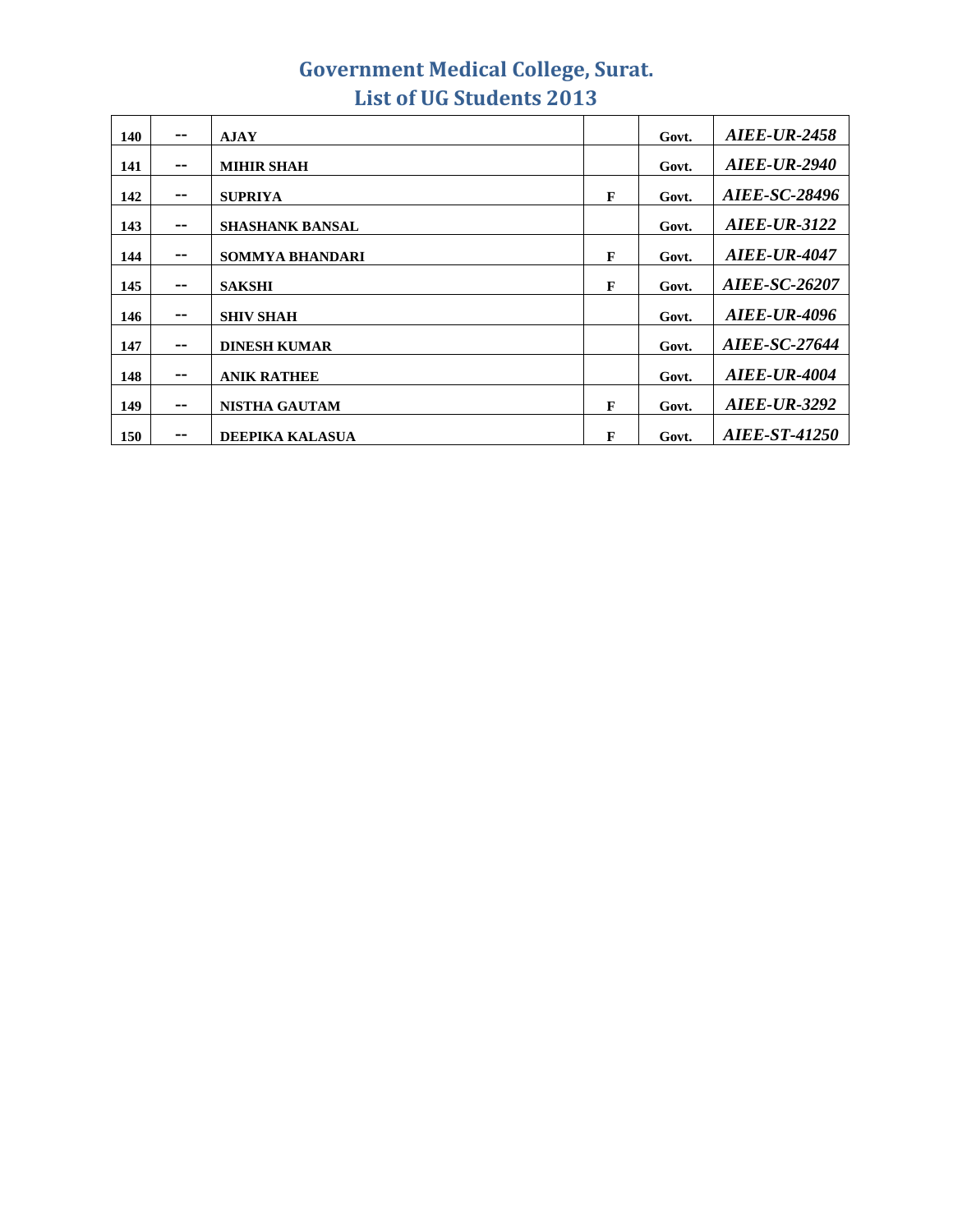# Government Medical College, Surat.
## List of UG Students 2013

| | | | | | |
|---|---|---|---|---|---|
| 140 | -- | AJAY | | Govt. | *AIEE-UR-2458* |
| 141 | -- | MIHIR SHAH | | Govt. | *AIEE-UR-2940* |
| 142 | -- | SUPRIYA | F | Govt. | *AIEE-SC-28496* |
| 143 | -- | SHASHANK BANSAL | | Govt. | *AIEE-UR-3122* |
| 144 | -- | SOMMYA BHANDARI | F | Govt. | *AIEE-UR-4047* |
| 145 | -- | SAKSHI | F | Govt. | *AIEE-SC-26207* |
| 146 | -- | SHIV SHAH | | Govt. | *AIEE-UR-4096* |
| 147 | -- | DINESH KUMAR | | Govt. | *AIEE-SC-27644* |
| 148 | -- | ANIK RATHEE | | Govt. | *AIEE-UR-4004* |
| 149 | -- | NISTHA GAUTAM | F | Govt. | *AIEE-UR-3292* |
| 150 | -- | DEEPIKA KALASUA | F | Govt. | *AIEE-ST-41250* |